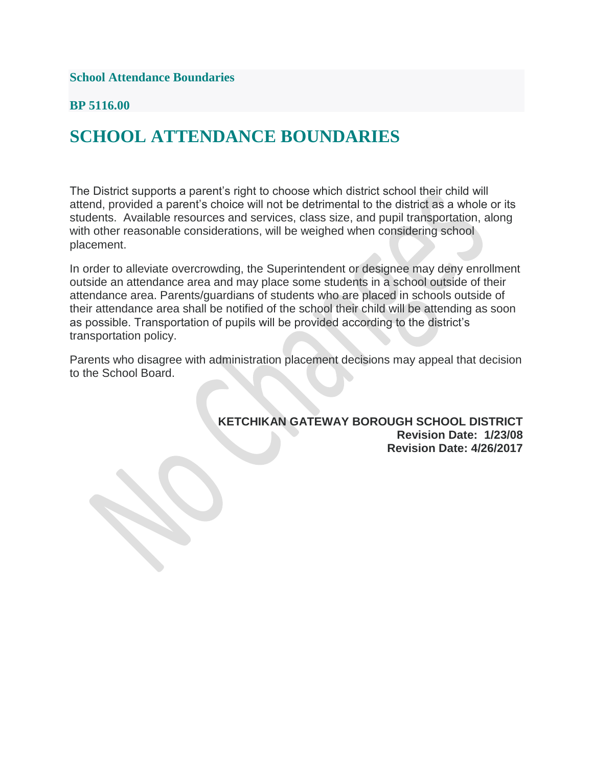**School Attendance Boundaries**

**BP 5116.00**

# SCHOOL ATTENDANCE BOUNDARIES

The District supports a parent's right to choose which district school their child will attend, provided a parent's choice will not be detrimental to the district as a whole or its students. Available resources and services, class size, and pupil transportation, along with other reasonable considerations, will be weighed when considering school placement.

In order to alleviate overcrowding, the Superintendent or designee may deny enrollment outside an attendance area and may place some students in a school outside of their attendance area. Parents/guardians of students who are placed in schools outside of their attendance area shall be notified of the school their child will be attending as soon as possible. Transportation of pupils will be provided according to the district's transportation policy.

Parents who disagree with administration placement decisions may appeal that decision to the School Board.

**KETCHIKAN GATEWAY BOROUGH SCHOOL DISTRICT**
**Revision Date: 1/23/08**
**Revision Date: 4/26/2017**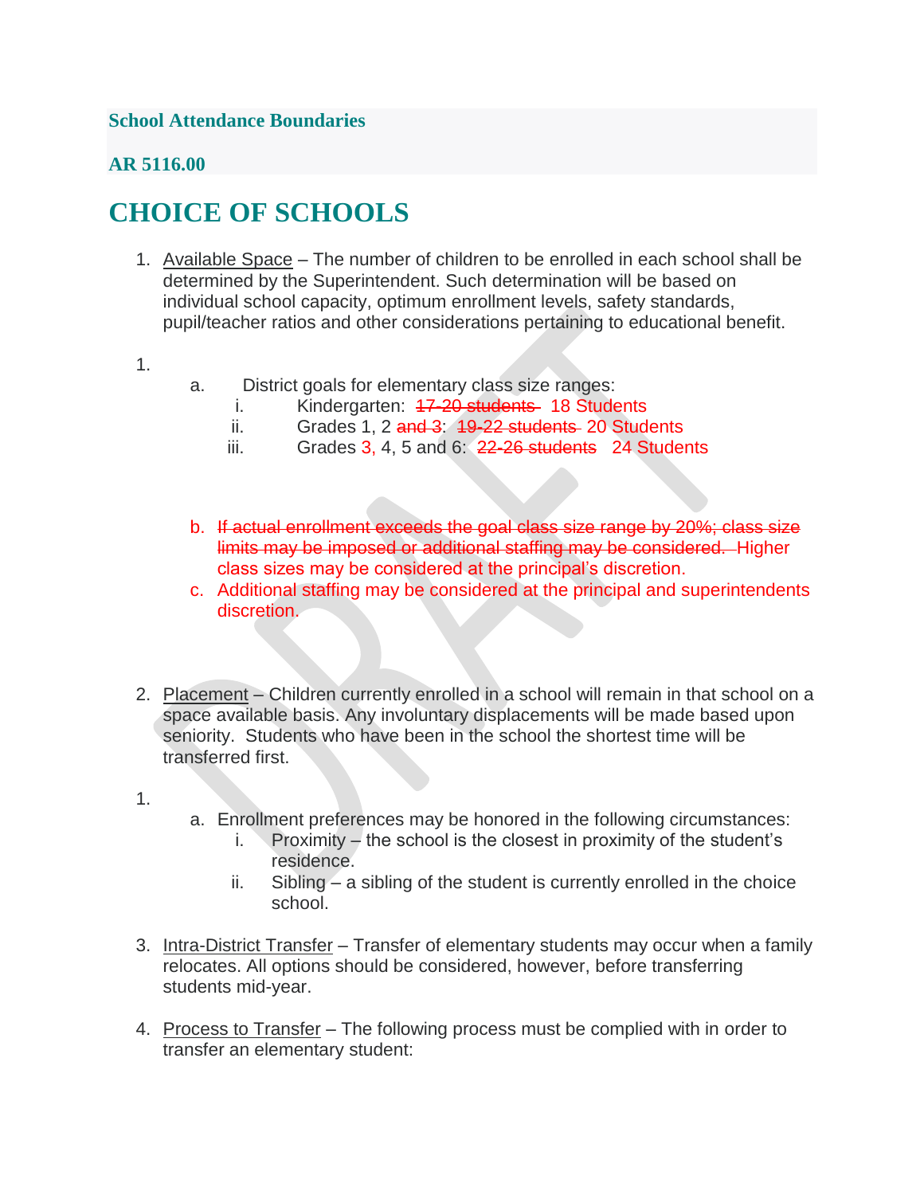**School Attendance Boundaries**

**AR 5116.00**

# CHOICE OF SCHOOLS

1. Available Space – The number of children to be enrolled in each school shall be determined by the Superintendent. Such determination will be based on individual school capacity, optimum enrollment levels, safety standards, pupil/teacher ratios and other considerations pertaining to educational benefit.

1.
   a. District goals for elementary class size ranges:
      i. Kindergarten: ~~17-20 students~~ 18 Students
      ii. Grades 1, 2 ~~and 3~~: ~~19-22 students~~ 20 Students
      iii. Grades 3, 4, 5 and 6: ~~22-26 students~~ 24 Students

   b. ~~If actual enrollment exceeds the goal class size range by 20%; class size limits may be imposed or additional staffing may be considered.~~ Higher class sizes may be considered at the principal's discretion.
   c. Additional staffing may be considered at the principal and superintendents discretion.

2. Placement – Children currently enrolled in a school will remain in that school on a space available basis. Any involuntary displacements will be made based upon seniority. Students who have been in the school the shortest time will be transferred first.

1.
   a. Enrollment preferences may be honored in the following circumstances:
      i. Proximity – the school is the closest in proximity of the student's residence.
      ii. Sibling – a sibling of the student is currently enrolled in the choice school.

3. Intra-District Transfer – Transfer of elementary students may occur when a family relocates. All options should be considered, however, before transferring students mid-year.

4. Process to Transfer – The following process must be complied with in order to transfer an elementary student: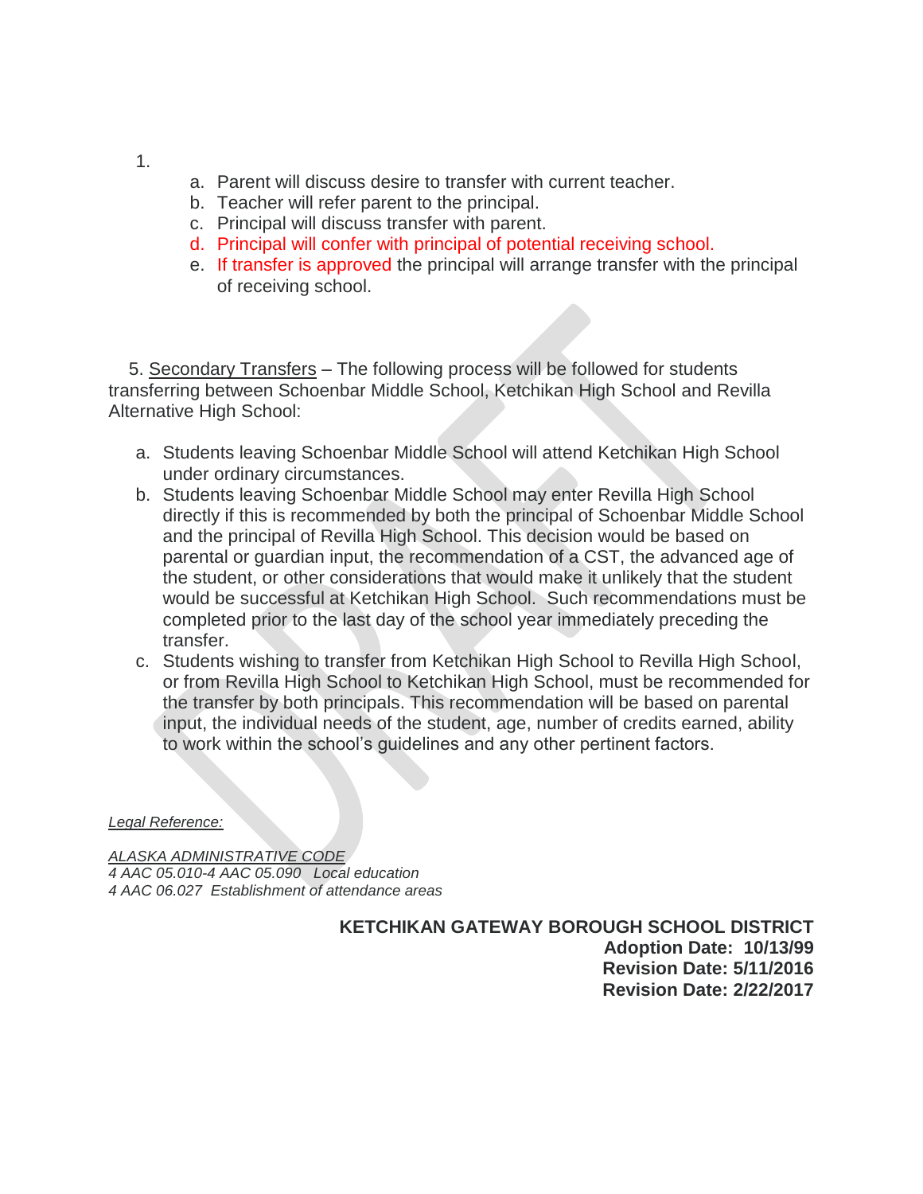1.

   a. Parent will discuss desire to transfer with current teacher.
   b. Teacher will refer parent to the principal.
   c. Principal will discuss transfer with parent.
   d. Principal will confer with principal of potential receiving school.
   e. If transfer is approved the principal will arrange transfer with the principal of receiving school.

5. Secondary Transfers – The following process will be followed for students transferring between Schoenbar Middle School, Ketchikan High School and Revilla Alternative High School:

   a. Students leaving Schoenbar Middle School will attend Ketchikan High School under ordinary circumstances.
   b. Students leaving Schoenbar Middle School may enter Revilla High School directly if this is recommended by both the principal of Schoenbar Middle School and the principal of Revilla High School. This decision would be based on parental or guardian input, the recommendation of a CST, the advanced age of the student, or other considerations that would make it unlikely that the student would be successful at Ketchikan High School. Such recommendations must be completed prior to the last day of the school year immediately preceding the transfer.
   c. Students wishing to transfer from Ketchikan High School to Revilla High School, or from Revilla High School to Ketchikan High School, must be recommended for the transfer by both principals. This recommendation will be based on parental input, the individual needs of the student, age, number of credits earned, ability to work within the school's guidelines and any other pertinent factors.

*Legal Reference:*

*ALASKA ADMINISTRATIVE CODE*
*4 AAC 05.010-4 AAC 05.090 Local education*
*4 AAC 06.027 Establishment of attendance areas*

**KETCHIKAN GATEWAY BOROUGH SCHOOL DISTRICT**
**Adoption Date: 10/13/99**
**Revision Date: 5/11/2016**
**Revision Date: 2/22/2017**